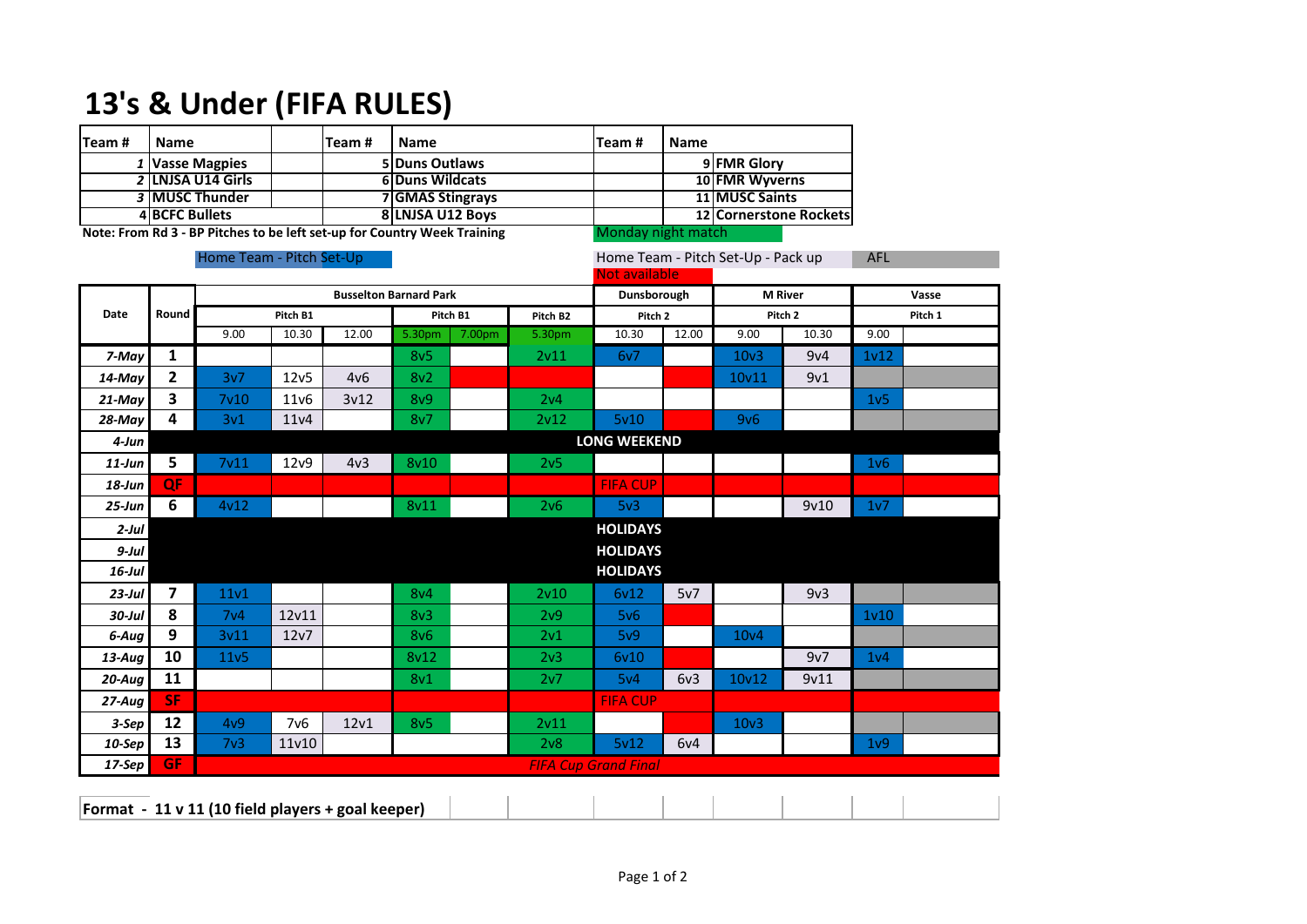# 13's & Under (FIFA RULES)

| Team # | Name | Team # | Name | Team # | Name |
|---|---|---|---|---|---|
| 1 | Vasse Magpies | 5 | Duns Outlaws | 9 | FMR Glory |
| 2 | LNJSA U14 Girls | 6 | Duns Wildcats | 10 | FMR Wyverns |
| 3 | MUSC Thunder | 7 | GMAS Stingrays | 11 | MUSC Saints |
| 4 | BCFC Bullets | 8 | LNJSA U12 Boys | 12 | Cornerstone Rockets |

**Note: From Rd 3 - BP Pitches to be left set-up for Country Week Training**

Monday night match

Home Team - Pitch Set-Up

Home Team - Pitch Set-Up - Pack up

AFL

Not available

| Date | Round | Busselton Barnard Park | | | | | | Dunsborough | | M River | | Vasse | |
|---|---|---|---|---|---|---|---|---|---|---|---|---|---|
| | | Pitch B1 | | | Pitch B1 | | Pitch B2 | Pitch 2 | | Pitch 2 | | Pitch 1 | |
| | | 9.00 | 10.30 | 12.00 | 5.30pm | 7.00pm | 5.30pm | 10.30 | 12.00 | 9.00 | 10.30 | 9.00 | |
| *7-May* | **1** | | | | 8v5 | | 2v11 | 6v7 | | 10v3 | 9v4 | 1v12 | |
| *14-May* | **2** | 3v7 | 12v5 | 4v6 | 8v2 | | | | | 10v11 | 9v1 | | |
| *21-May* | **3** | 7v10 | 11v6 | 3v12 | 8v9 | | 2v4 | | | | | 1v5 | |
| *28-May* | **4** | 3v1 | 11v4 | | 8v7 | | 2v12 | 5v10 | | 9v6 | | | |
| *4-Jun* | | **LONG WEEKEND** | | | | | | | | | | | |
| *11-Jun* | **5** | 7v11 | 12v9 | 4v3 | 8v10 | | 2v5 | | | | | 1v6 | |
| *18-Jun* | **QF** | | | | | | | FIFA CUP | | | | | |
| *25-Jun* | **6** | 4v12 | | | 8v11 | | 2v6 | 5v3 | | | 9v10 | 1v7 | |
| *2-Jul* | | **HOLIDAYS** | | | | | | | | | | | |
| *9-Jul* | | **HOLIDAYS** | | | | | | | | | | | |
| *16-Jul* | | **HOLIDAYS** | | | | | | | | | | | |
| *23-Jul* | **7** | 11v1 | | | 8v4 | | 2v10 | 6v12 | 5v7 | | 9v3 | | |
| *30-Jul* | **8** | 7v4 | 12v11 | | 8v3 | | 2v9 | 5v6 | | | | 1v10 | |
| *6-Aug* | **9** | 3v11 | 12v7 | | 8v6 | | 2v1 | 5v9 | | 10v4 | | | |
| *13-Aug* | **10** | 11v5 | | | 8v12 | | 2v3 | 6v10 | | | 9v7 | 1v4 | |
| *20-Aug* | **11** | | | | 8v1 | | 2v7 | 5v4 | 6v3 | 10v12 | 9v11 | | |
| *27-Aug* | **SF** | | | | | | | FIFA CUP | | | | | |
| *3-Sep* | **12** | 4v9 | 7v6 | 12v1 | 8v5 | | 2v11 | | | 10v3 | | | |
| *10-Sep* | **13** | 7v3 | 11v10 | | | | 2v8 | 5v12 | 6v4 | | | 1v9 | |
| *17-Sep* | **GF** | *FIFA Cup Grand Final* | | | | | | | | | | | |

**Format - 11 v 11 (10 field players + goal keeper)**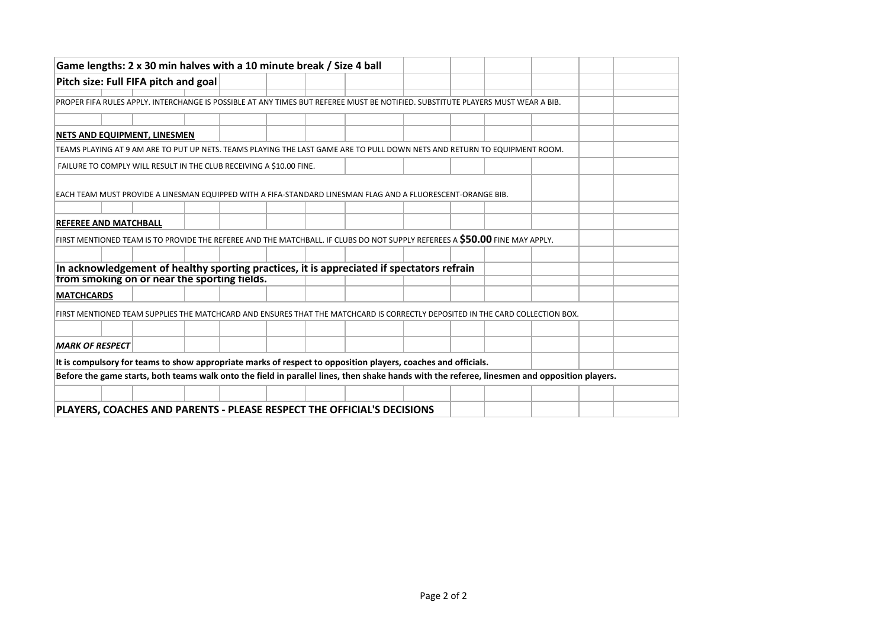**Game lengths: 2 x 30 min halves with a 10 minute break / Size 4 ball**

**Pitch size: Full FIFA pitch and goal**

PROPER FIFA RULES APPLY. INTERCHANGE IS POSSIBLE AT ANY TIMES BUT REFEREE MUST BE NOTIFIED. SUBSTITUTE PLAYERS MUST WEAR A BIB.

**NETS AND EQUIPMENT, LINESMEN**

TEAMS PLAYING AT 9 AM ARE TO PUT UP NETS. TEAMS PLAYING THE LAST GAME ARE TO PULL DOWN NETS AND RETURN TO EQUIPMENT ROOM.

FAILURE TO COMPLY WILL RESULT IN THE CLUB RECEIVING A $10.00 FINE.

EACH TEAM MUST PROVIDE A LINESMAN EQUIPPED WITH A FIFA-STANDARD LINESMAN FLAG AND A FLUORESCENT-ORANGE BIB.

**REFEREE AND MATCHBALL**

FIRST MENTIONED TEAM IS TO PROVIDE THE REFEREE AND THE MATCHBALL. IF CLUBS DO NOT SUPPLY REFEREES A **$50.00** FINE MAY APPLY.

**In acknowledgement of healthy sporting practices, it is appreciated if spectators refrain from smoking on or near the sporting fields.**

**MATCHCARDS**

FIRST MENTIONED TEAM SUPPLIES THE MATCHCARD AND ENSURES THAT THE MATCHCARD IS CORRECTLY DEPOSITED IN THE CARD COLLECTION BOX.

***MARK OF RESPECT***

**It is compulsory for teams to show appropriate marks of respect to opposition players, coaches and officials.**

**Before the game starts, both teams walk onto the field in parallel lines, then shake hands with the referee, linesmen and opposition players.**

**PLAYERS, COACHES AND PARENTS - PLEASE RESPECT THE OFFICIAL'S DECISIONS**